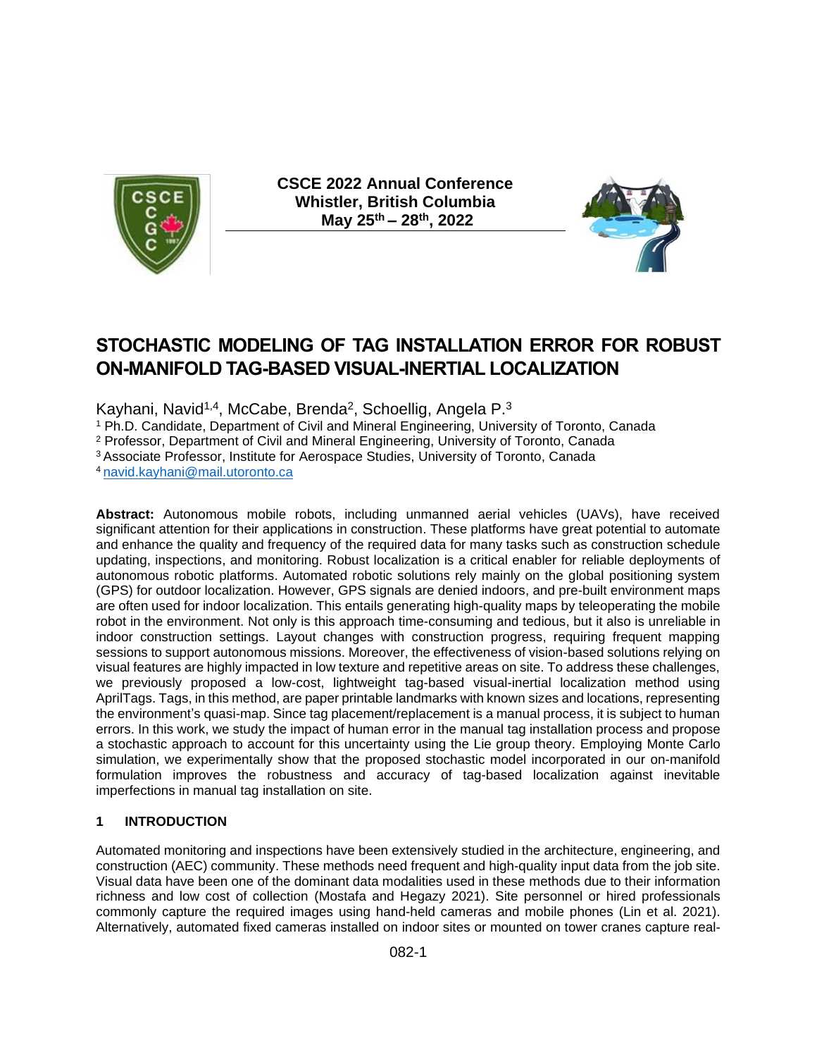CSCE 2022 Annual Conference
Whistler, British Columbia
May 25th – 28th, 2022

# STOCHASTIC MODELING OF TAG INSTALLATION ERROR FOR ROBUST ON-MANIFOLD TAG-BASED VISUAL-INERTIAL LOCALIZATION

Kayhani, Navid[1,4], McCabe, Brenda[2], Schoellig, Angela P.[3]

[1] Ph.D. Candidate, Department of Civil and Mineral Engineering, University of Toronto, Canada
[2] Professor, Department of Civil and Mineral Engineering, University of Toronto, Canada
[3] Associate Professor, Institute for Aerospace Studies, University of Toronto, Canada
[4] navid.kayhani@mail.utoronto.ca

**Abstract:** Autonomous mobile robots, including unmanned aerial vehicles (UAVs), have received significant attention for their applications in construction. These platforms have great potential to automate and enhance the quality and frequency of the required data for many tasks such as construction schedule updating, inspections, and monitoring. Robust localization is a critical enabler for reliable deployments of autonomous robotic platforms. Automated robotic solutions rely mainly on the global positioning system (GPS) for outdoor localization. However, GPS signals are denied indoors, and pre-built environment maps are often used for indoor localization. This entails generating high-quality maps by teleoperating the mobile robot in the environment. Not only is this approach time-consuming and tedious, but it also is unreliable in indoor construction settings. Layout changes with construction progress, requiring frequent mapping sessions to support autonomous missions. Moreover, the effectiveness of vision-based solutions relying on visual features are highly impacted in low texture and repetitive areas on site. To address these challenges, we previously proposed a low-cost, lightweight tag-based visual-inertial localization method using AprilTags. Tags, in this method, are paper printable landmarks with known sizes and locations, representing the environment's quasi-map. Since tag placement/replacement is a manual process, it is subject to human errors. In this work, we study the impact of human error in the manual tag installation process and propose a stochastic approach to account for this uncertainty using the Lie group theory. Employing Monte Carlo simulation, we experimentally show that the proposed stochastic model incorporated in our on-manifold formulation improves the robustness and accuracy of tag-based localization against inevitable imperfections in manual tag installation on site.

## 1 INTRODUCTION

Automated monitoring and inspections have been extensively studied in the architecture, engineering, and construction (AEC) community. These methods need frequent and high-quality input data from the job site. Visual data have been one of the dominant data modalities used in these methods due to their information richness and low cost of collection (Mostafa and Hegazy 2021). Site personnel or hired professionals commonly capture the required images using hand-held cameras and mobile phones (Lin et al. 2021). Alternatively, automated fixed cameras installed on indoor sites or mounted on tower cranes capture real-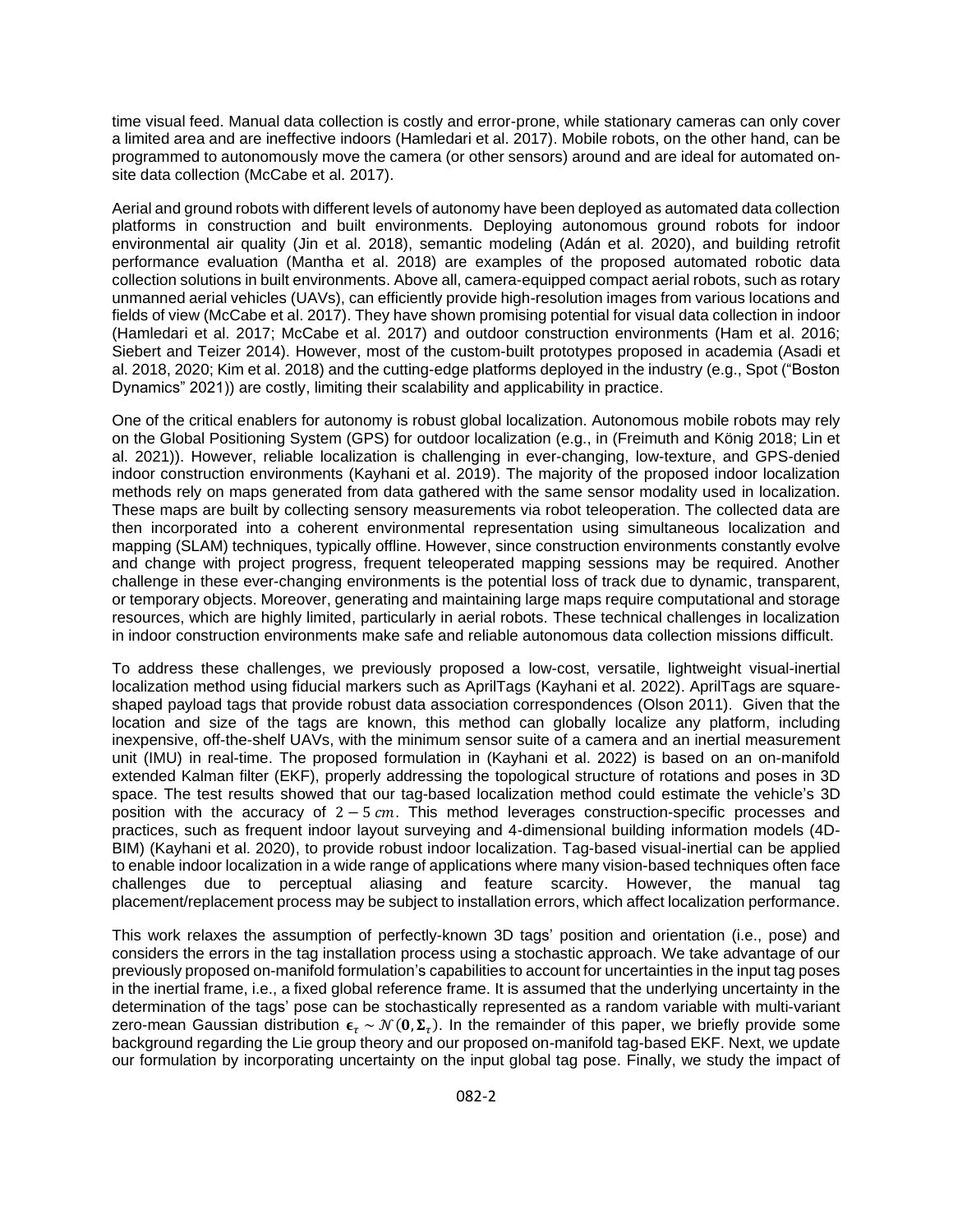time visual feed. Manual data collection is costly and error-prone, while stationary cameras can only cover a limited area and are ineffective indoors (Hamledari et al. 2017). Mobile robots, on the other hand, can be programmed to autonomously move the camera (or other sensors) around and are ideal for automated on-site data collection (McCabe et al. 2017).

Aerial and ground robots with different levels of autonomy have been deployed as automated data collection platforms in construction and built environments. Deploying autonomous ground robots for indoor environmental air quality (Jin et al. 2018), semantic modeling (Adán et al. 2020), and building retrofit performance evaluation (Mantha et al. 2018) are examples of the proposed automated robotic data collection solutions in built environments. Above all, camera-equipped compact aerial robots, such as rotary unmanned aerial vehicles (UAVs), can efficiently provide high-resolution images from various locations and fields of view (McCabe et al. 2017). They have shown promising potential for visual data collection in indoor (Hamledari et al. 2017; McCabe et al. 2017) and outdoor construction environments (Ham et al. 2016; Siebert and Teizer 2014). However, most of the custom-built prototypes proposed in academia (Asadi et al. 2018, 2020; Kim et al. 2018) and the cutting-edge platforms deployed in the industry (e.g., Spot ("Boston Dynamics" 2021)) are costly, limiting their scalability and applicability in practice.

One of the critical enablers for autonomy is robust global localization. Autonomous mobile robots may rely on the Global Positioning System (GPS) for outdoor localization (e.g., in (Freimuth and König 2018; Lin et al. 2021)). However, reliable localization is challenging in ever-changing, low-texture, and GPS-denied indoor construction environments (Kayhani et al. 2019). The majority of the proposed indoor localization methods rely on maps generated from data gathered with the same sensor modality used in localization. These maps are built by collecting sensory measurements via robot teleoperation. The collected data are then incorporated into a coherent environmental representation using simultaneous localization and mapping (SLAM) techniques, typically offline. However, since construction environments constantly evolve and change with project progress, frequent teleoperated mapping sessions may be required. Another challenge in these ever-changing environments is the potential loss of track due to dynamic, transparent, or temporary objects. Moreover, generating and maintaining large maps require computational and storage resources, which are highly limited, particularly in aerial robots. These technical challenges in localization in indoor construction environments make safe and reliable autonomous data collection missions difficult.

To address these challenges, we previously proposed a low-cost, versatile, lightweight visual-inertial localization method using fiducial markers such as AprilTags (Kayhani et al. 2022). AprilTags are square-shaped payload tags that provide robust data association correspondences (Olson 2011). Given that the location and size of the tags are known, this method can globally localize any platform, including inexpensive, off-the-shelf UAVs, with the minimum sensor suite of a camera and an inertial measurement unit (IMU) in real-time. The proposed formulation in (Kayhani et al. 2022) is based on an on-manifold extended Kalman filter (EKF), properly addressing the topological structure of rotations and poses in 3D space. The test results showed that our tag-based localization method could estimate the vehicle's 3D position with the accuracy of $2-5\ cm$. This method leverages construction-specific processes and practices, such as frequent indoor layout surveying and 4-dimensional building information models (4D-BIM) (Kayhani et al. 2020), to provide robust indoor localization. Tag-based visual-inertial can be applied to enable indoor localization in a wide range of applications where many vision-based techniques often face challenges due to perceptual aliasing and feature scarcity. However, the manual tag placement/replacement process may be subject to installation errors, which affect localization performance.

This work relaxes the assumption of perfectly-known 3D tags' position and orientation (i.e., pose) and considers the errors in the tag installation process using a stochastic approach. We take advantage of our previously proposed on-manifold formulation's capabilities to account for uncertainties in the input tag poses in the inertial frame, i.e., a fixed global reference frame. It is assumed that the underlying uncertainty in the determination of the tags' pose can be stochastically represented as a random variable with multi-variant zero-mean Gaussian distribution $\boldsymbol{\epsilon}_\tau \sim \mathcal{N}(\mathbf{0}, \boldsymbol{\Sigma}_\tau)$. In the remainder of this paper, we briefly provide some background regarding the Lie group theory and our proposed on-manifold tag-based EKF. Next, we update our formulation by incorporating uncertainty on the input global tag pose. Finally, we study the impact of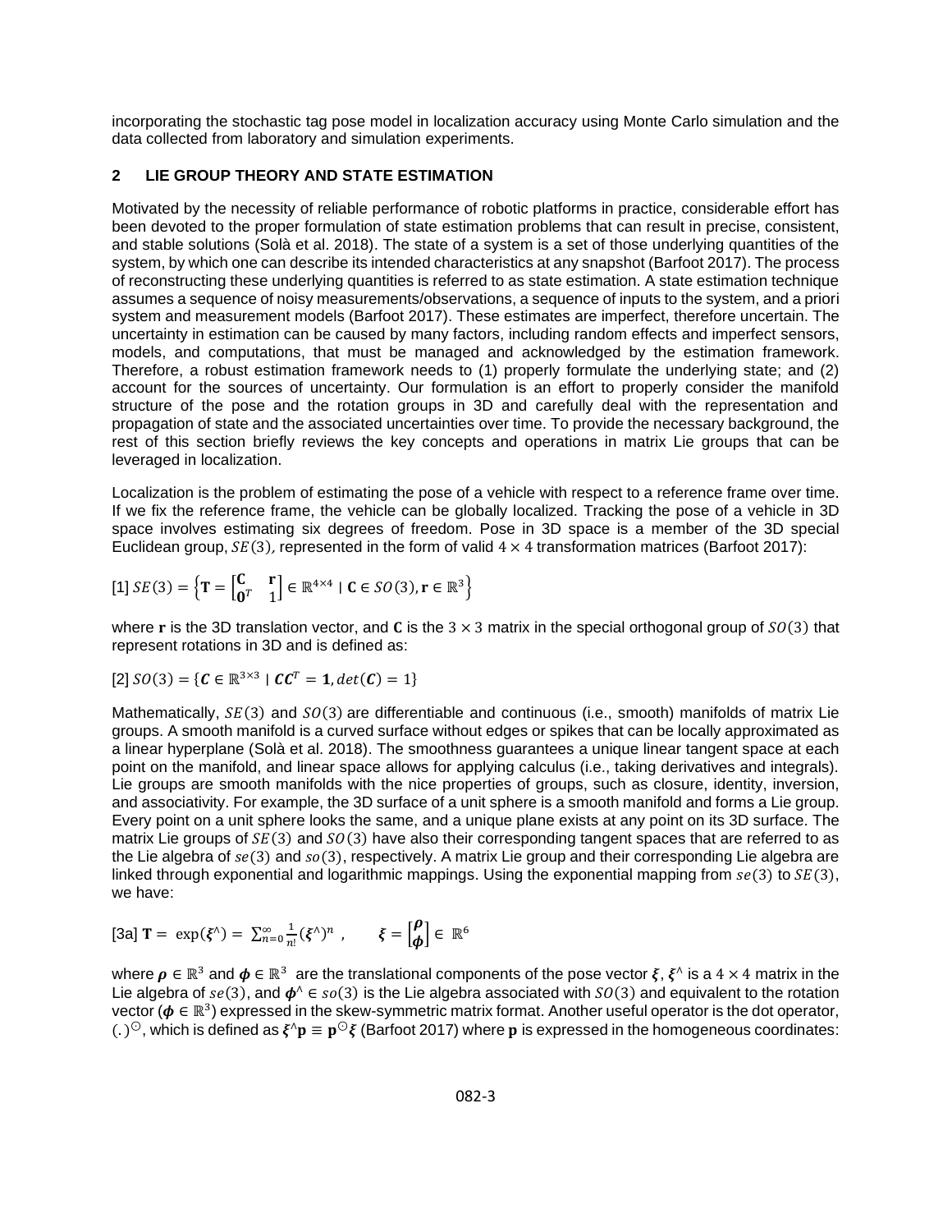incorporating the stochastic tag pose model in localization accuracy using Monte Carlo simulation and the data collected from laboratory and simulation experiments.

## 2 LIE GROUP THEORY AND STATE ESTIMATION

Motivated by the necessity of reliable performance of robotic platforms in practice, considerable effort has been devoted to the proper formulation of state estimation problems that can result in precise, consistent, and stable solutions (Solà et al. 2018). The state of a system is a set of those underlying quantities of the system, by which one can describe its intended characteristics at any snapshot (Barfoot 2017). The process of reconstructing these underlying quantities is referred to as state estimation. A state estimation technique assumes a sequence of noisy measurements/observations, a sequence of inputs to the system, and a priori system and measurement models (Barfoot 2017). These estimates are imperfect, therefore uncertain. The uncertainty in estimation can be caused by many factors, including random effects and imperfect sensors, models, and computations, that must be managed and acknowledged by the estimation framework. Therefore, a robust estimation framework needs to (1) properly formulate the underlying state; and (2) account for the sources of uncertainty. Our formulation is an effort to properly consider the manifold structure of the pose and the rotation groups in 3D and carefully deal with the representation and propagation of state and the associated uncertainties over time. To provide the necessary background, the rest of this section briefly reviews the key concepts and operations in matrix Lie groups that can be leveraged in localization.

Localization is the problem of estimating the pose of a vehicle with respect to a reference frame over time. If we fix the reference frame, the vehicle can be globally localized. Tracking the pose of a vehicle in 3D space involves estimating six degrees of freedom. Pose in 3D space is a member of the 3D special Euclidean group, $SE(3)$, represented in the form of valid $4 \times 4$ transformation matrices (Barfoot 2017):

[1] $SE(3) = \left\{ \mathbf{T} = \begin{bmatrix} \mathbf{C} & \mathbf{r} \\ \mathbf{0}^T & 1 \end{bmatrix} \in \mathbb{R}^{4\times4} \mid \mathbf{C} \in SO(3), \mathbf{r} \in \mathbb{R}^3 \right\}$

where $\mathbf{r}$ is the 3D translation vector, and $\mathbf{C}$ is the $3 \times 3$ matrix in the special orthogonal group of $SO(3)$ that represent rotations in 3D and is defined as:

[2] $SO(3) = \{ \boldsymbol{C} \in \mathbb{R}^{3\times3} \mid \boldsymbol{C}\boldsymbol{C}^T = \mathbf{1}, det(\boldsymbol{C}) = 1 \}$

Mathematically, $SE(3)$ and $SO(3)$ are differentiable and continuous (i.e., smooth) manifolds of matrix Lie groups. A smooth manifold is a curved surface without edges or spikes that can be locally approximated as a linear hyperplane (Solà et al. 2018). The smoothness guarantees a unique linear tangent space at each point on the manifold, and linear space allows for applying calculus (i.e., taking derivatives and integrals). Lie groups are smooth manifolds with the nice properties of groups, such as closure, identity, inversion, and associativity. For example, the 3D surface of a unit sphere is a smooth manifold and forms a Lie group. Every point on a unit sphere looks the same, and a unique plane exists at any point on its 3D surface. The matrix Lie groups of $SE(3)$ and $SO(3)$ have also their corresponding tangent spaces that are referred to as the Lie algebra of $se(3)$ and $so(3)$, respectively. A matrix Lie group and their corresponding Lie algebra are linked through exponential and logarithmic mappings. Using the exponential mapping from $se(3)$ to $SE(3)$, we have:

[3a] $\mathbf{T} = \exp(\boldsymbol{\xi}^\wedge) = \sum_{n=0}^{\infty} \frac{1}{n!} (\boldsymbol{\xi}^\wedge)^n \,, \qquad \boldsymbol{\xi} = \begin{bmatrix} \boldsymbol{\rho} \\ \boldsymbol{\phi} \end{bmatrix} \in \mathbb{R}^6$

where $\boldsymbol{\rho} \in \mathbb{R}^3$ and $\boldsymbol{\phi} \in \mathbb{R}^3$ are the translational components of the pose vector $\boldsymbol{\xi}$, $\boldsymbol{\xi}^\wedge$ is a $4 \times 4$ matrix in the Lie algebra of $se(3)$, and $\boldsymbol{\phi}^\wedge \in so(3)$ is the Lie algebra associated with $SO(3)$ and equivalent to the rotation vector ($\boldsymbol{\phi} \in \mathbb{R}^3$) expressed in the skew-symmetric matrix format. Another useful operator is the dot operator, $(.)^\odot$, which is defined as $\boldsymbol{\xi}^\wedge \mathbf{p} \equiv \mathbf{p}^\odot \boldsymbol{\xi}$ (Barfoot 2017) where $\mathbf{p}$ is expressed in the homogeneous coordinates: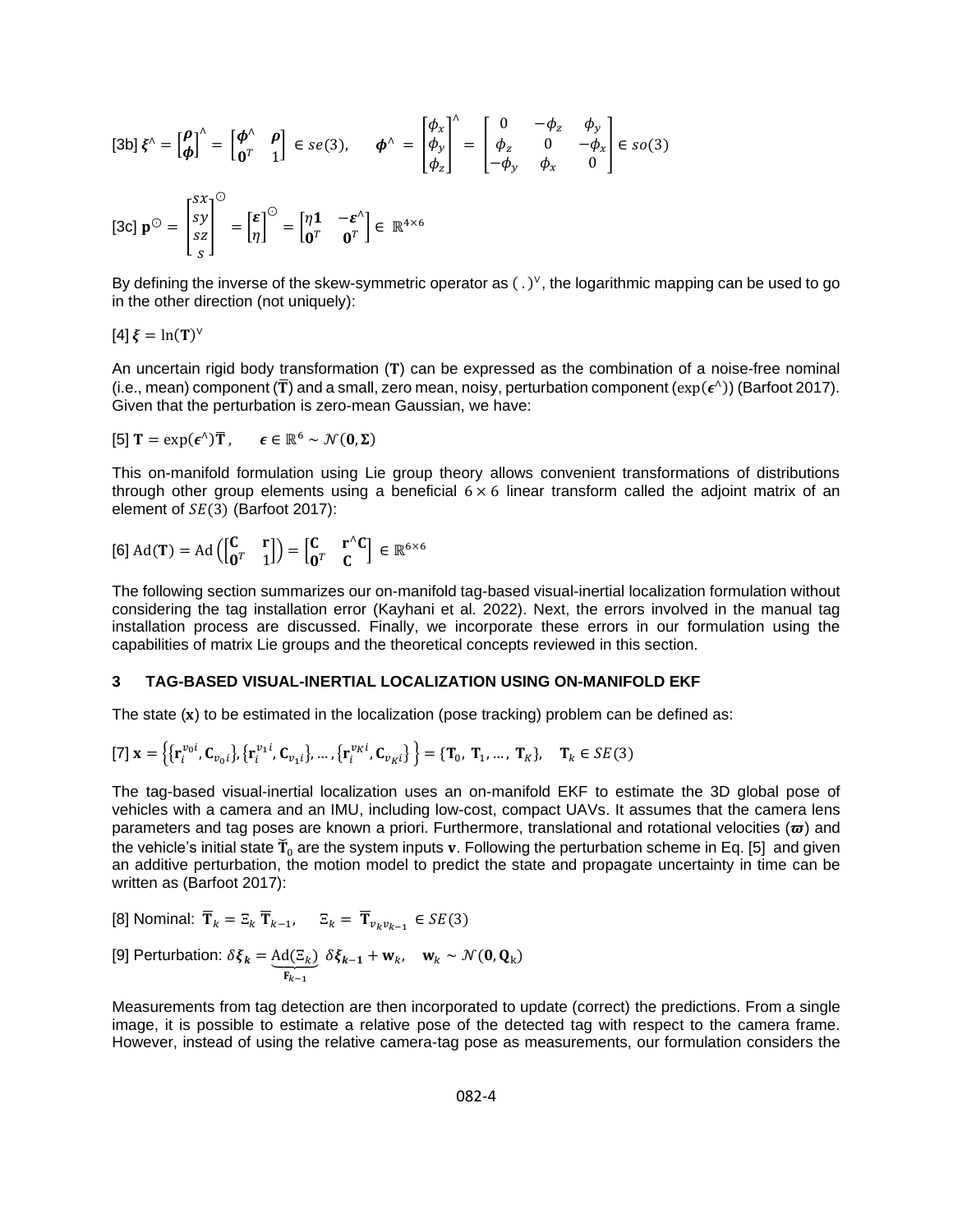[3b] $\boldsymbol{\xi}^{\wedge} = \begin{bmatrix} \boldsymbol{\rho} \\ \boldsymbol{\phi} \end{bmatrix}^{\wedge} = \begin{bmatrix} \boldsymbol{\phi}^{\wedge} & \boldsymbol{\rho} \\ \mathbf{0}^{T} & 1 \end{bmatrix} \in se(3), \quad \boldsymbol{\phi}^{\wedge} = \begin{bmatrix} \phi_x \\ \phi_y \\ \phi_z \end{bmatrix}^{\wedge} = \begin{bmatrix} 0 & -\phi_z & \phi_y \\ \phi_z & 0 & -\phi_x \\ -\phi_y & \phi_x & 0 \end{bmatrix} \in so(3)$

[3c] $\mathbf{p}^{\odot} = \begin{bmatrix} sx \\ sy \\ sz \\ s \end{bmatrix}^{\odot} = \begin{bmatrix} \boldsymbol{\varepsilon} \\ \eta \end{bmatrix}^{\odot} = \begin{bmatrix} \eta \mathbf{1} & -\boldsymbol{\varepsilon}^{\wedge} \\ \mathbf{0}^{T} & \mathbf{0}^{T} \end{bmatrix} \in \mathbb{R}^{4 \times 6}$

By defining the inverse of the skew-symmetric operator as $(\,.\,)^{\vee}$, the logarithmic mapping can be used to go in the other direction (not uniquely):

[4] $\boldsymbol{\xi} = \ln(\mathbf{T})^{\vee}$

An uncertain rigid body transformation ($\mathbf{T}$) can be expressed as the combination of a noise-free nominal (i.e., mean) component ($\overline{\mathbf{T}}$) and a small, zero mean, noisy, perturbation component ($\exp(\boldsymbol{\epsilon}^{\wedge})$) (Barfoot 2017). Given that the perturbation is zero-mean Gaussian, we have:

[5] $\mathbf{T} = \exp(\boldsymbol{\epsilon}^{\wedge})\overline{\mathbf{T}}, \qquad \boldsymbol{\epsilon} \in \mathbb{R}^{6} \sim \mathcal{N}(\mathbf{0}, \boldsymbol{\Sigma})$

This on-manifold formulation using Lie group theory allows convenient transformations of distributions through other group elements using a beneficial $6 \times 6$ linear transform called the adjoint matrix of an element of $SE(3)$ (Barfoot 2017):

[6] $\mathrm{Ad}(\mathbf{T}) = \mathrm{Ad}\left(\begin{bmatrix} \mathbf{C} & \mathbf{r} \\ \mathbf{0}^{T} & 1 \end{bmatrix}\right) = \begin{bmatrix} \mathbf{C} & \mathbf{r}^{\wedge}\mathbf{C} \\ \mathbf{0}^{T} & \mathbf{C} \end{bmatrix} \in \mathbb{R}^{6 \times 6}$

The following section summarizes our on-manifold tag-based visual-inertial localization formulation without considering the tag installation error (Kayhani et al. 2022). Next, the errors involved in the manual tag installation process are discussed. Finally, we incorporate these errors in our formulation using the capabilities of matrix Lie groups and the theoretical concepts reviewed in this section.

## 3 TAG-BASED VISUAL-INERTIAL LOCALIZATION USING ON-MANIFOLD EKF

The state ($\mathbf{x}$) to be estimated in the localization (pose tracking) problem can be defined as:

[7] $\mathbf{x} = \left\{ \{\mathbf{r}_i^{v_0 i}, \mathbf{C}_{v_0 i}\}, \{\mathbf{r}_i^{v_1 i}, \mathbf{C}_{v_1 i}\}, \dots, \{\mathbf{r}_i^{v_K i}, \mathbf{C}_{v_K i}\} \right\} = \{\mathbf{T}_0, \mathbf{T}_1, \dots, \mathbf{T}_K\}, \quad \mathbf{T}_k \in SE(3)$

The tag-based visual-inertial localization uses an on-manifold EKF to estimate the 3D global pose of vehicles with a camera and an IMU, including low-cost, compact UAVs. It assumes that the camera lens parameters and tag poses are known a priori. Furthermore, translational and rotational velocities ($\boldsymbol{\varpi}$) and the vehicle's initial state $\check{\mathbf{T}}_0$ are the system inputs $\boldsymbol{v}$. Following the perturbation scheme in Eq. [5] and given an additive perturbation, the motion model to predict the state and propagate uncertainty in time can be written as (Barfoot 2017):

[8] Nominal: $\overline{\mathbf{T}}_k = \Xi_k \, \overline{\mathbf{T}}_{k-1}, \qquad \Xi_k = \overline{\mathbf{T}}_{v_k v_{k-1}} \in SE(3)$

[9] Perturbation: $\delta\boldsymbol{\xi}_{\boldsymbol{k}} = \underbrace{\mathrm{Ad}(\Xi_k)}_{\mathbf{F}_{k-1}} \; \delta\boldsymbol{\xi}_{\boldsymbol{k-1}} + \mathbf{w}_k, \quad \mathbf{w}_k \sim \mathcal{N}(\mathbf{0}, \mathbf{Q}_{\mathrm{k}})$

Measurements from tag detection are then incorporated to update (correct) the predictions. From a single image, it is possible to estimate a relative pose of the detected tag with respect to the camera frame. However, instead of using the relative camera-tag pose as measurements, our formulation considers the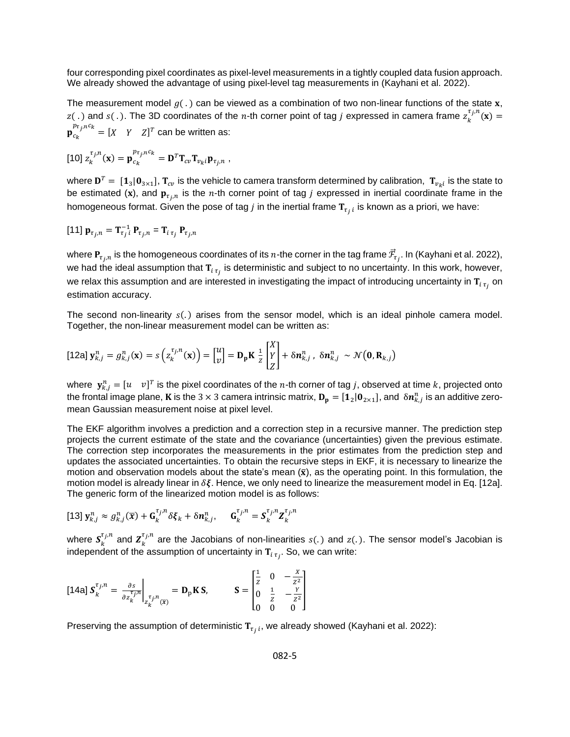four corresponding pixel coordinates as pixel-level measurements in a tightly coupled data fusion approach. We already showed the advantage of using pixel-level tag measurements in (Kayhani et al. 2022).

The measurement model $g(.)$ can be viewed as a combination of two non-linear functions of the state $\mathbf{x}$, $z(.)$ and $s(.)$. The 3D coordinates of the $n$-th corner point of tag $j$ expressed in camera frame $z_k^{\tau_j,n}(\mathbf{x}) = \mathbf{p}_{c_k}^{p_{\tau_j,n}c_k} = [X \quad Y \quad Z]^T$ can be written as:

$$[10]\ z_k^{\tau_j,n}(\mathbf{x}) = \mathbf{p}_{c_k}^{p_{\tau_j,n}c_k} = \mathbf{D}^T \mathbf{T}_{cv} \mathbf{T}_{v_k i} \mathbf{p}_{\tau_j,n} \ ,$$

where $\mathbf{D}^T = [\mathbf{1}_3 | \mathbf{0}_{3\times1}]$, $\mathbf{T}_{cv}$ is the vehicle to camera transform determined by calibration, $\mathbf{T}_{v_k i}$ is the state to be estimated ($\mathbf{x}$), and $\mathbf{p}_{\tau_j,n}$ is the $n$-th corner point of tag $j$ expressed in inertial coordinate frame in the homogeneous format. Given the pose of tag $j$ in the inertial frame $\mathbf{T}_{\tau_j i}$ is known as a priori, we have:

$$[11]\ \mathbf{p}_{\tau_j,n} = \mathbf{T}_{\tau_j i}^{-1}\ \mathbf{P}_{\tau_j,n} = \mathbf{T}_{i\,\tau_j}\ \mathbf{P}_{\tau_j,n}$$

where $\mathbf{P}_{\tau_j,n}$ is the homogeneous coordinates of its $n$-the corner in the tag frame $\vec{\mathcal{F}}_{\tau_j}$. In (Kayhani et al. 2022), we had the ideal assumption that $\mathbf{T}_{i\,\tau_j}$ is deterministic and subject to no uncertainty. In this work, however, we relax this assumption and are interested in investigating the impact of introducing uncertainty in $\mathbf{T}_{i\,\tau_j}$ on estimation accuracy.

The second non-linearity $s(.)$ arises from the sensor model, which is an ideal pinhole camera model. Together, the non-linear measurement model can be written as:

$$[12a]\ \mathbf{y}_{k,j}^n = g_{k,j}^n(\mathbf{x}) = s\left(z_k^{\tau_j,n}(\mathbf{x})\right) = \begin{bmatrix} u \\ v \end{bmatrix} = \mathbf{D_p} \mathbf{K}\ \frac{1}{Z} \begin{bmatrix} X \\ Y \\ Z \end{bmatrix} + \delta\boldsymbol{n}_{k,j}^n\ ,\ \ \delta\boldsymbol{n}_{k,j}^n\ \sim \mathcal{N}\left(\mathbf{0}, \mathbf{R}_{k,j}\right)$$

where $\mathbf{y}_{k,j}^n = [u \quad v]^T$ is the pixel coordinates of the $n$-th corner of tag $j$, observed at time $k$, projected onto the frontal image plane, $\mathbf{K}$ is the $3 \times 3$ camera intrinsic matrix, $\mathbf{D_p} = [\mathbf{1}_2 | \mathbf{0}_{2\times1}]$, and $\delta\boldsymbol{n}_{k,j}^n$ is an additive zero-mean Gaussian measurement noise at pixel level.

The EKF algorithm involves a prediction and a correction step in a recursive manner. The prediction step projects the current estimate of the state and the covariance (uncertainties) given the previous estimate. The correction step incorporates the measurements in the prior estimates from the prediction step and updates the associated uncertainties. To obtain the recursive steps in EKF, it is necessary to linearize the motion and observation models about the state's mean ($\bar{\mathbf{x}}$), as the operating point. In this formulation, the motion model is already linear in $\delta\boldsymbol{\xi}$. Hence, we only need to linearize the measurement model in Eq. [12a]. The generic form of the linearized motion model is as follows:

$$[13]\ \mathbf{y}_{k,j}^n \approx g_{k,j}^n(\bar{\mathbf{x}}) + \mathbf{G}_k^{\tau_j,n} \delta\boldsymbol{\xi}_k + \delta\boldsymbol{n}_{k,j}^n, \qquad \mathbf{G}_k^{\tau_j,n} = \boldsymbol{S}_k^{\tau_j,n} \boldsymbol{Z}_k^{\tau_j,n}$$

where $\boldsymbol{S}_k^{\tau_j,n}$ and $\boldsymbol{Z}_k^{\tau_j,n}$ are the Jacobians of non-linearities $s(.)$ and $z(.)$. The sensor model's Jacobian is independent of the assumption of uncertainty in $\mathbf{T}_{i\,\tau_j}$. So, we can write:

$$[14a]\ \boldsymbol{S}_k^{\tau_j,n} = \left.\frac{\partial s}{\partial z_k^{\tau_j,n}}\right|_{z_k^{\tau_j,n}(\bar{\mathbf{x}})} = \mathbf{D}_\text{p} \mathbf{K}\, \mathbf{S}, \qquad \mathbf{S} = \begin{bmatrix} \frac{1}{Z} & 0 & -\frac{X}{Z^2} \\ 0 & \frac{1}{Z} & -\frac{Y}{Z^2} \\ 0 & 0 & 0 \end{bmatrix}$$

Preserving the assumption of deterministic $\mathbf{T}_{\tau_j i}$, we already showed (Kayhani et al. 2022):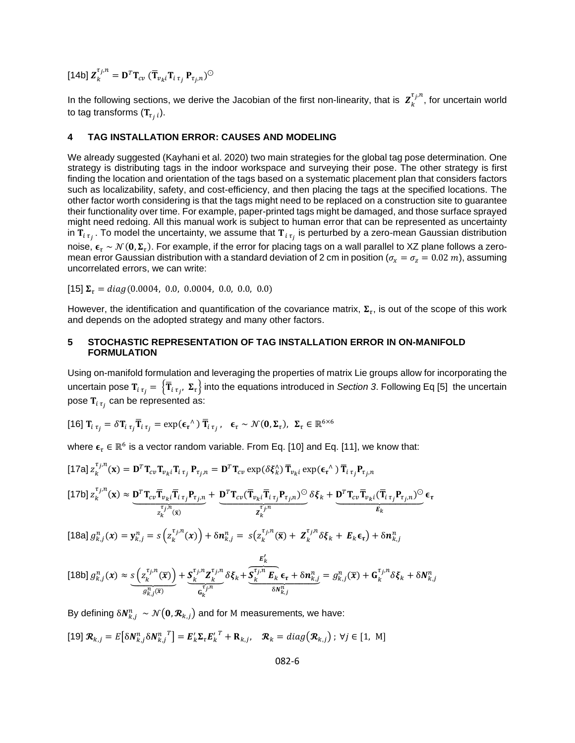[14b] $\boldsymbol{Z}_k^{\tau_j,n} = \mathbf{D}^T \mathbf{T}_{cv} \, (\overline{\mathbf{T}}_{v_k i} \mathbf{T}_{i\,\tau_j} \, \mathbf{P}_{\tau_j,n})^{\odot}$

In the following sections, we derive the Jacobian of the first non-linearity, that is $\boldsymbol{Z}_k^{\tau_j,n}$, for uncertain world to tag transforms ($\mathbf{T}_{\tau_j\,i}$).

## 4 TAG INSTALLATION ERROR: CAUSES AND MODELING

We already suggested (Kayhani et al. 2020) two main strategies for the global tag pose determination. One strategy is distributing tags in the indoor workspace and surveying their pose. The other strategy is first finding the location and orientation of the tags based on a systematic placement plan that considers factors such as localizability, safety, and cost-efficiency, and then placing the tags at the specified locations. The other factor worth considering is that the tags might need to be replaced on a construction site to guarantee their functionality over time. For example, paper-printed tags might be damaged, and those surface sprayed might need redoing. All this manual work is subject to human error that can be represented as uncertainty in $\mathbf{T}_{i\,\tau_j}$. To model the uncertainty, we assume that $\mathbf{T}_{i\,\tau_j}$ is perturbed by a zero-mean Gaussian distribution noise, $\boldsymbol{\epsilon}_{\tau} \sim \mathcal{N}(\mathbf{0}, \boldsymbol{\Sigma}_{\tau})$. For example, if the error for placing tags on a wall parallel to XZ plane follows a zero-mean error Gaussian distribution with a standard deviation of 2 cm in position ($\sigma_x = \sigma_z = 0.02\ m$), assuming uncorrelated errors, we can write:

[15] $\boldsymbol{\Sigma}_{\tau} = diag\,(0.0004,\ 0.0,\ 0.0004,\ 0.0,\ 0.0,\ 0.0)$

However, the identification and quantification of the covariance matrix, $\boldsymbol{\Sigma}_{\tau}$, is out of the scope of this work and depends on the adopted strategy and many other factors.

## 5 STOCHASTIC REPRESENTATION OF TAG INSTALLATION ERROR IN ON-MANIFOLD FORMULATION

Using on-manifold formulation and leveraging the properties of matrix Lie groups allow for incorporating the uncertain pose $\mathbf{T}_{i\,\tau_j} = \left\{\overline{\mathbf{T}}_{i\,\tau_j},\ \boldsymbol{\Sigma}_{\tau}\right\}$ into the equations introduced in *Section 3*. Following Eq [5] the uncertain pose $\mathbf{T}_{i\,\tau_j}$ can be represented as:

[16] $\mathbf{T}_{i\,\tau_j} = \delta\mathbf{T}_{i\,\tau_j}\overline{\mathbf{T}}_{i\,\tau_j} = \exp(\boldsymbol{\epsilon}_{\tau}{}^{\wedge})\,\overline{\mathbf{T}}_{i\,\tau_j}\,, \quad \boldsymbol{\epsilon}_{\tau} \sim \mathcal{N}(\mathbf{0}, \boldsymbol{\Sigma}_{\tau}),\ \ \boldsymbol{\Sigma}_{\tau} \in \mathbb{R}^{6\times 6}$

where $\boldsymbol{\epsilon}_{\tau} \in \mathbb{R}^6$ is a vector random variable. From Eq. [10] and Eq. [11], we know that:

[17a] $z_k^{\tau_j,n}(\mathbf{x}) = \mathbf{D}^T \mathbf{T}_{cv} \mathbf{T}_{v_k i} \mathbf{T}_{i\,\tau_j}\, \mathbf{P}_{\tau_j,n} = \mathbf{D}^T \mathbf{T}_{cv} \exp(\delta\boldsymbol{\xi}_k^{\wedge})\, \overline{\mathbf{T}}_{v_k i} \exp(\boldsymbol{\epsilon}_{\tau}{}^{\wedge})\, \overline{\mathbf{T}}_{i\,\tau_j} \mathbf{P}_{\tau_j,n}$

[17b] $z_k^{\tau_j,n}(\mathbf{x}) \approx \underbrace{\mathbf{D}^T \mathbf{T}_{cv} \overline{\mathbf{T}}_{v_k i} \overline{\mathbf{T}}_{i\,\tau_j} \mathbf{P}_{\tau_j,n}}_{z_k^{\tau_j,n}(\bar{\mathbf{x}})} + \underbrace{\mathbf{D}^T \mathbf{T}_{cv} (\overline{\mathbf{T}}_{v_k i} \overline{\mathbf{T}}_{i\,\tau_j} \mathbf{P}_{\tau_j,n})^{\odot}}_{\boldsymbol{Z}_k^{\tau_j,n}} \delta\boldsymbol{\xi}_k + \underbrace{\mathbf{D}^T \mathbf{T}_{cv} \overline{\mathbf{T}}_{v_k i} (\overline{\mathbf{T}}_{i\,\tau_j} \mathbf{P}_{\tau_j,n})^{\odot}}_{\boldsymbol{E}_k} \boldsymbol{\epsilon}_{\tau}$

[18a] $g_{k,j}^{n}(\boldsymbol{x}) = \mathbf{y}_{k,j}^{n} = s\left(z_k^{\tau_j,n}(\boldsymbol{x})\right) + \delta\boldsymbol{n}_{k,j}^{n} = \ s\left(z_k^{\tau_j,n}(\bar{\mathbf{x}}) +\ \boldsymbol{Z}_k^{\tau_j,n} \delta\boldsymbol{\xi}_k +\ \boldsymbol{E}_k \boldsymbol{\epsilon}_{\tau}\right) + \delta\boldsymbol{n}_{k,j}^{n}$

[18b] $g_{k,j}^{n}(\boldsymbol{x}) \approx \underbrace{s\left(z_k^{\tau_j,n}(\bar{\boldsymbol{x}})\right)}_{g_{k,j}^{n}(\bar{\boldsymbol{x}})} + \underbrace{\boldsymbol{S}_k^{\tau_j,n} \boldsymbol{Z}_k^{\tau_j,n}}_{\mathbf{G}_k^{\tau_j,n}} \delta\boldsymbol{\xi}_k + \underbrace{\overbrace{\boldsymbol{S}_k^{\tau_j,n} \boldsymbol{E}_k}^{\boldsymbol{E}_k'} \boldsymbol{\epsilon}_{\tau} + \delta\boldsymbol{n}_{k,j}^{n}}_{\delta\boldsymbol{N}_{k,j}^{n}} = g_{k,j}^{n}(\bar{\boldsymbol{x}}) + \mathbf{G}_k^{\tau_j,n} \delta\boldsymbol{\xi}_k + \delta\boldsymbol{N}_{k,j}^{n}$

By defining $\delta\boldsymbol{N}_{k,j}^{n} \sim \mathcal{N}\left(\mathbf{0}, \boldsymbol{\mathcal{R}}_{k,j}\right)$ and for $\mathrm{M}$ measurements, we have:

[19] $\boldsymbol{\mathcal{R}}_{k,j} = E\left[\delta\boldsymbol{N}_{k,j}^{n} \delta\boldsymbol{N}_{k,j}^{n\ T}\right] = \boldsymbol{E}_k' \boldsymbol{\Sigma}_{\tau} \boldsymbol{E}_k'^{\,T} + \mathbf{R}_{k,j}, \quad \boldsymbol{\mathcal{R}}_k = diag\left(\boldsymbol{\mathcal{R}}_{k,j}\right);\ \forall j \in [1,\ \mathrm{M}]$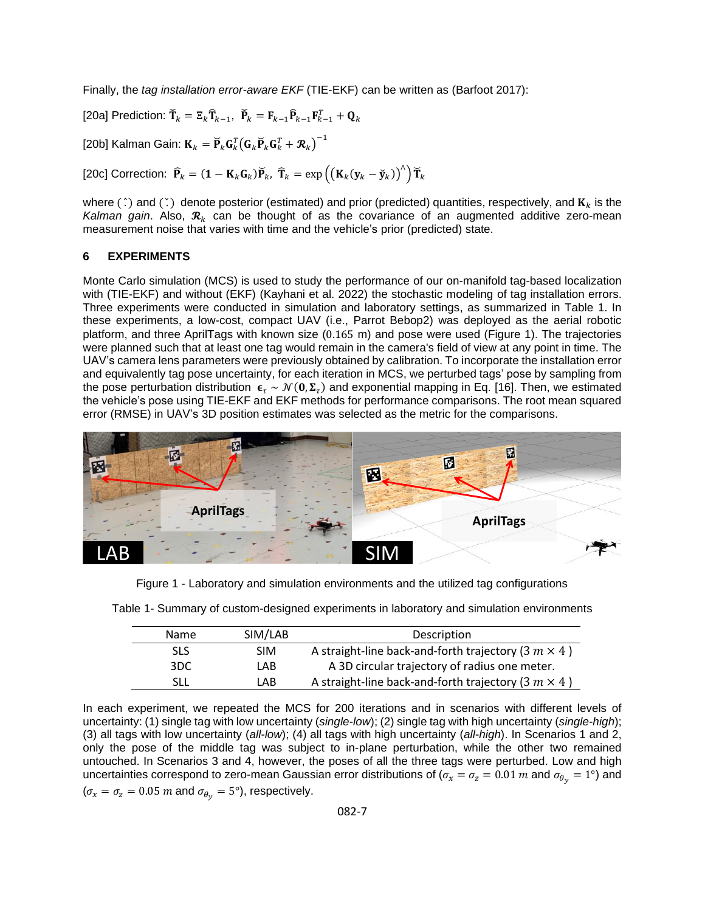Finally, the *tag installation error-aware EKF* (TIE-EKF) can be written as (Barfoot 2017):

[20a] Prediction: $\check{\mathbf{T}}_k = \boldsymbol{\Xi}_k \hat{\mathbf{T}}_{k-1}$, $\check{\mathbf{P}}_k = \mathbf{F}_{k-1}\hat{\mathbf{P}}_{k-1}\mathbf{F}_{k-1}^T + \mathbf{Q}_k$

[20b] Kalman Gain: $\mathbf{K}_k = \check{\mathbf{P}}_k \mathbf{G}_k^T \left(\mathbf{G}_k \check{\mathbf{P}}_k \mathbf{G}_k^T + \boldsymbol{\mathcal{R}}_k\right)^{-1}$

[20c] Correction: $\hat{\mathbf{P}}_k = (\mathbf{1} - \mathbf{K}_k\mathbf{G}_k)\check{\mathbf{P}}_k$, $\hat{\mathbf{T}}_k = \exp\left(\left(\mathbf{K}_k(\mathbf{y}_k - \check{\mathbf{y}}_k)\right)^{\wedge}\right)\check{\mathbf{T}}_k$

where $(\hat{\cdot})$ and $(\check{\cdot})$ denote posterior (estimated) and prior (predicted) quantities, respectively, and $\mathbf{K}_k$ is the *Kalman gain*. Also, $\boldsymbol{\mathcal{R}}_k$ can be thought of as the covariance of an augmented additive zero-mean measurement noise that varies with time and the vehicle's prior (predicted) state.

## 6 EXPERIMENTS

Monte Carlo simulation (MCS) is used to study the performance of our on-manifold tag-based localization with (TIE-EKF) and without (EKF) (Kayhani et al. 2022) the stochastic modeling of tag installation errors. Three experiments were conducted in simulation and laboratory settings, as summarized in Table 1. In these experiments, a low-cost, compact UAV (i.e., Parrot Bebop2) was deployed as the aerial robotic platform, and three AprilTags with known size (0.165 m) and pose were used (Figure 1). The trajectories were planned such that at least one tag would remain in the camera's field of view at any point in time. The UAV's camera lens parameters were previously obtained by calibration. To incorporate the installation error and equivalently tag pose uncertainty, for each iteration in MCS, we perturbed tags' pose by sampling from the pose perturbation distribution $\boldsymbol{\epsilon}_\tau \sim \mathcal{N}(\mathbf{0}, \boldsymbol{\Sigma}_\tau)$ and exponential mapping in Eq. [16]. Then, we estimated the vehicle's pose using TIE-EKF and EKF methods for performance comparisons. The root mean squared error (RMSE) in UAV's 3D position estimates was selected as the metric for the comparisons.

Figure 1 - Laboratory and simulation environments and the utilized tag configurations

Table 1- Summary of custom-designed experiments in laboratory and simulation environments

| Name | SIM/LAB | Description |
|---|---|---|
| SLS | SIM | A straight-line back-and-forth trajectory ($3\ m \times 4$ ) |
| 3DC | LAB | A 3D circular trajectory of radius one meter. |
| SLL | LAB | A straight-line back-and-forth trajectory ($3\ m \times 4$ ) |

In each experiment, we repeated the MCS for 200 iterations and in scenarios with different levels of uncertainty: (1) single tag with low uncertainty (*single-low*); (2) single tag with high uncertainty (*single-high*); (3) all tags with low uncertainty (*all-low*); (4) all tags with high uncertainty (*all-high*). In Scenarios 1 and 2, only the pose of the middle tag was subject to in-plane perturbation, while the other two remained untouched. In Scenarios 3 and 4, however, the poses of all the three tags were perturbed. Low and high uncertainties correspond to zero-mean Gaussian error distributions of ($\sigma_x = \sigma_z = 0.01\ m$ and $\sigma_{\theta_y} = 1°$) and ($\sigma_x = \sigma_z = 0.05\ m$ and $\sigma_{\theta_y} = 5°$), respectively.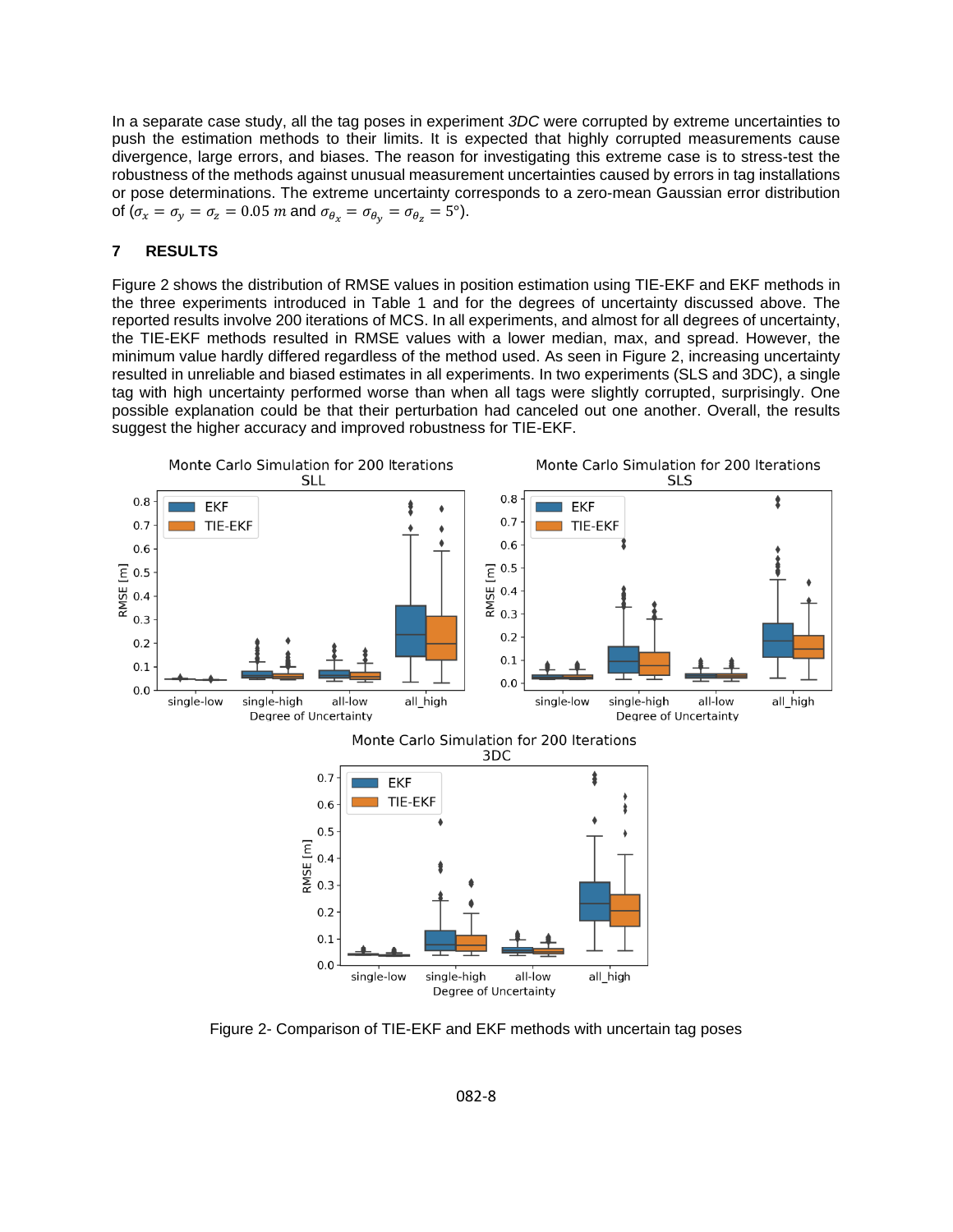In a separate case study, all the tag poses in experiment *3DC* were corrupted by extreme uncertainties to push the estimation methods to their limits. It is expected that highly corrupted measurements cause divergence, large errors, and biases. The reason for investigating this extreme case is to stress-test the robustness of the methods against unusual measurement uncertainties caused by errors in tag installations or pose determinations. The extreme uncertainty corresponds to a zero-mean Gaussian error distribution of ($\sigma_x = \sigma_y = \sigma_z = 0.05\ m$ and $\sigma_{\theta_x} = \sigma_{\theta_y} = \sigma_{\theta_z} = 5°$).

## 7 RESULTS

Figure 2 shows the distribution of RMSE values in position estimation using TIE-EKF and EKF methods in the three experiments introduced in Table 1 and for the degrees of uncertainty discussed above. The reported results involve 200 iterations of MCS. In all experiments, and almost for all degrees of uncertainty, the TIE-EKF methods resulted in RMSE values with a lower median, max, and spread. However, the minimum value hardly differed regardless of the method used. As seen in Figure 2, increasing uncertainty resulted in unreliable and biased estimates in all experiments. In two experiments (SLS and 3DC), a single tag with high uncertainty performed worse than when all tags were slightly corrupted, surprisingly. One possible explanation could be that their perturbation had canceled out one another. Overall, the results suggest the higher accuracy and improved robustness for TIE-EKF.

Figure 2- Comparison of TIE-EKF and EKF methods with uncertain tag poses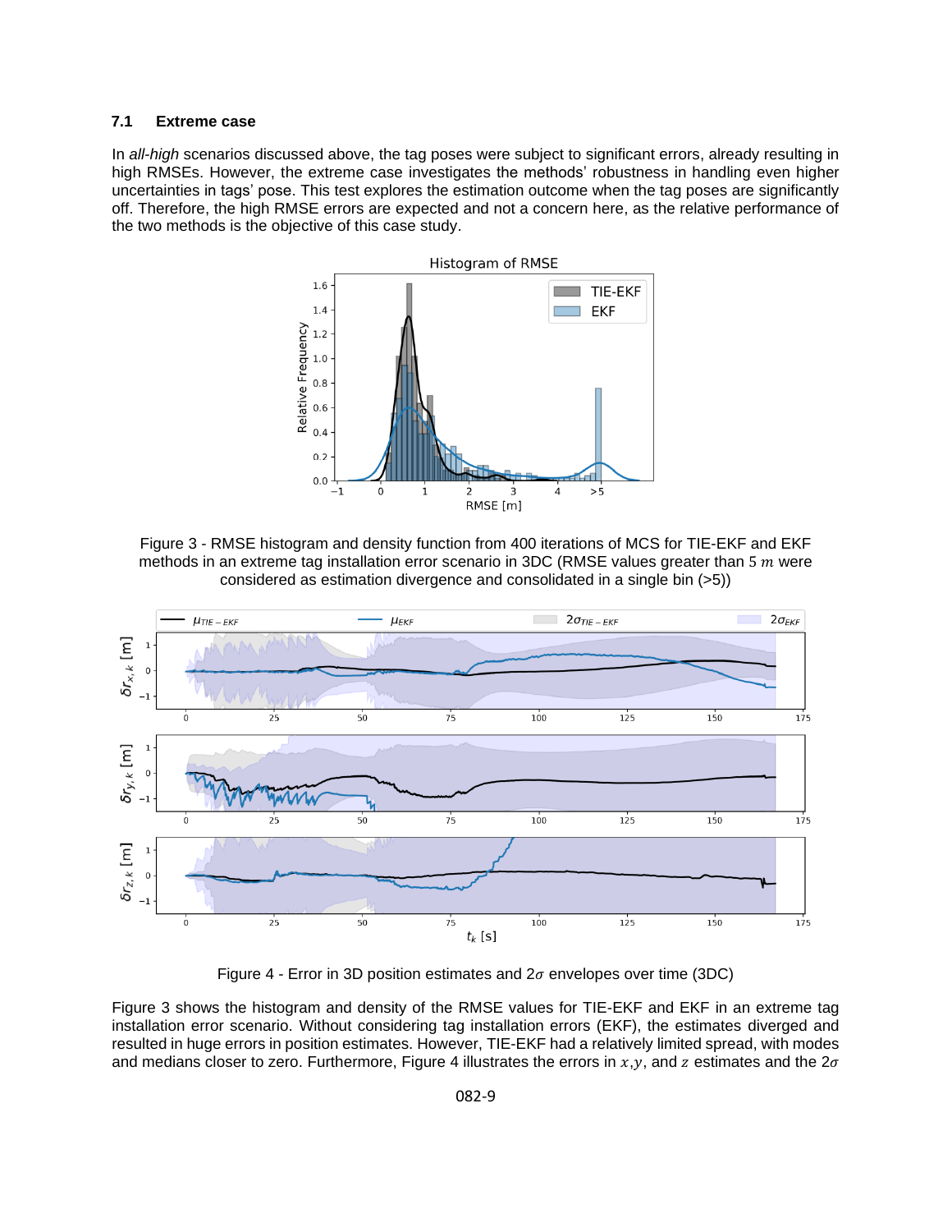### 7.1 Extreme case

In *all-high* scenarios discussed above, the tag poses were subject to significant errors, already resulting in high RMSEs. However, the extreme case investigates the methods' robustness in handling even higher uncertainties in tags' pose. This test explores the estimation outcome when the tag poses are significantly off. Therefore, the high RMSE errors are expected and not a concern here, as the relative performance of the two methods is the objective of this case study.

Figure 3 - RMSE histogram and density function from 400 iterations of MCS for TIE-EKF and EKF methods in an extreme tag installation error scenario in 3DC (RMSE values greater than 5 $m$ were considered as estimation divergence and consolidated in a single bin (>5))

Figure 4 - Error in 3D position estimates and $2\sigma$ envelopes over time (3DC)

Figure 3 shows the histogram and density of the RMSE values for TIE-EKF and EKF in an extreme tag installation error scenario. Without considering tag installation errors (EKF), the estimates diverged and resulted in huge errors in position estimates. However, TIE-EKF had a relatively limited spread, with modes and medians closer to zero. Furthermore, Figure 4 illustrates the errors in $x$,$y$, and $z$ estimates and the $2\sigma$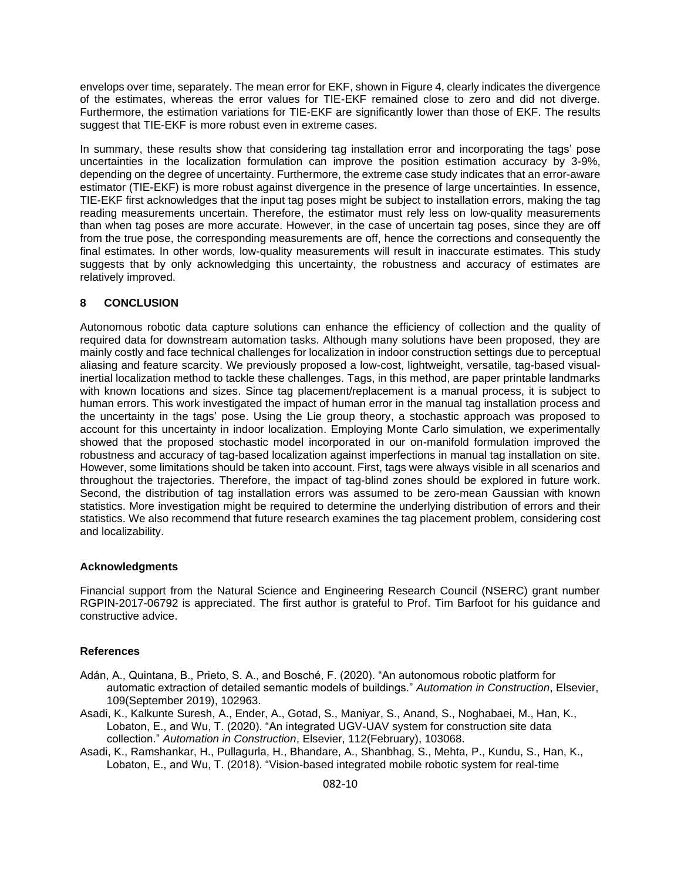envelops over time, separately. The mean error for EKF, shown in Figure 4, clearly indicates the divergence of the estimates, whereas the error values for TIE-EKF remained close to zero and did not diverge. Furthermore, the estimation variations for TIE-EKF are significantly lower than those of EKF. The results suggest that TIE-EKF is more robust even in extreme cases.

In summary, these results show that considering tag installation error and incorporating the tags' pose uncertainties in the localization formulation can improve the position estimation accuracy by 3-9%, depending on the degree of uncertainty. Furthermore, the extreme case study indicates that an error-aware estimator (TIE-EKF) is more robust against divergence in the presence of large uncertainties. In essence, TIE-EKF first acknowledges that the input tag poses might be subject to installation errors, making the tag reading measurements uncertain. Therefore, the estimator must rely less on low-quality measurements than when tag poses are more accurate. However, in the case of uncertain tag poses, since they are off from the true pose, the corresponding measurements are off, hence the corrections and consequently the final estimates. In other words, low-quality measurements will result in inaccurate estimates. This study suggests that by only acknowledging this uncertainty, the robustness and accuracy of estimates are relatively improved.

## 8 CONCLUSION

Autonomous robotic data capture solutions can enhance the efficiency of collection and the quality of required data for downstream automation tasks. Although many solutions have been proposed, they are mainly costly and face technical challenges for localization in indoor construction settings due to perceptual aliasing and feature scarcity. We previously proposed a low-cost, lightweight, versatile, tag-based visual-inertial localization method to tackle these challenges. Tags, in this method, are paper printable landmarks with known locations and sizes. Since tag placement/replacement is a manual process, it is subject to human errors. This work investigated the impact of human error in the manual tag installation process and the uncertainty in the tags' pose. Using the Lie group theory, a stochastic approach was proposed to account for this uncertainty in indoor localization. Employing Monte Carlo simulation, we experimentally showed that the proposed stochastic model incorporated in our on-manifold formulation improved the robustness and accuracy of tag-based localization against imperfections in manual tag installation on site. However, some limitations should be taken into account. First, tags were always visible in all scenarios and throughout the trajectories. Therefore, the impact of tag-blind zones should be explored in future work. Second, the distribution of tag installation errors was assumed to be zero-mean Gaussian with known statistics. More investigation might be required to determine the underlying distribution of errors and their statistics. We also recommend that future research examines the tag placement problem, considering cost and localizability.

### Acknowledgments

Financial support from the Natural Science and Engineering Research Council (NSERC) grant number RGPIN-2017-06792 is appreciated. The first author is grateful to Prof. Tim Barfoot for his guidance and constructive advice.

### References

Adán, A., Quintana, B., Prieto, S. A., and Bosché, F. (2020). "An autonomous robotic platform for automatic extraction of detailed semantic models of buildings." *Automation in Construction*, Elsevier, 109(September 2019), 102963.

Asadi, K., Kalkunte Suresh, A., Ender, A., Gotad, S., Maniyar, S., Anand, S., Noghabaei, M., Han, K., Lobaton, E., and Wu, T. (2020). "An integrated UGV-UAV system for construction site data collection." *Automation in Construction*, Elsevier, 112(February), 103068.

Asadi, K., Ramshankar, H., Pullagurla, H., Bhandare, A., Shanbhag, S., Mehta, P., Kundu, S., Han, K., Lobaton, E., and Wu, T. (2018). "Vision-based integrated mobile robotic system for real-time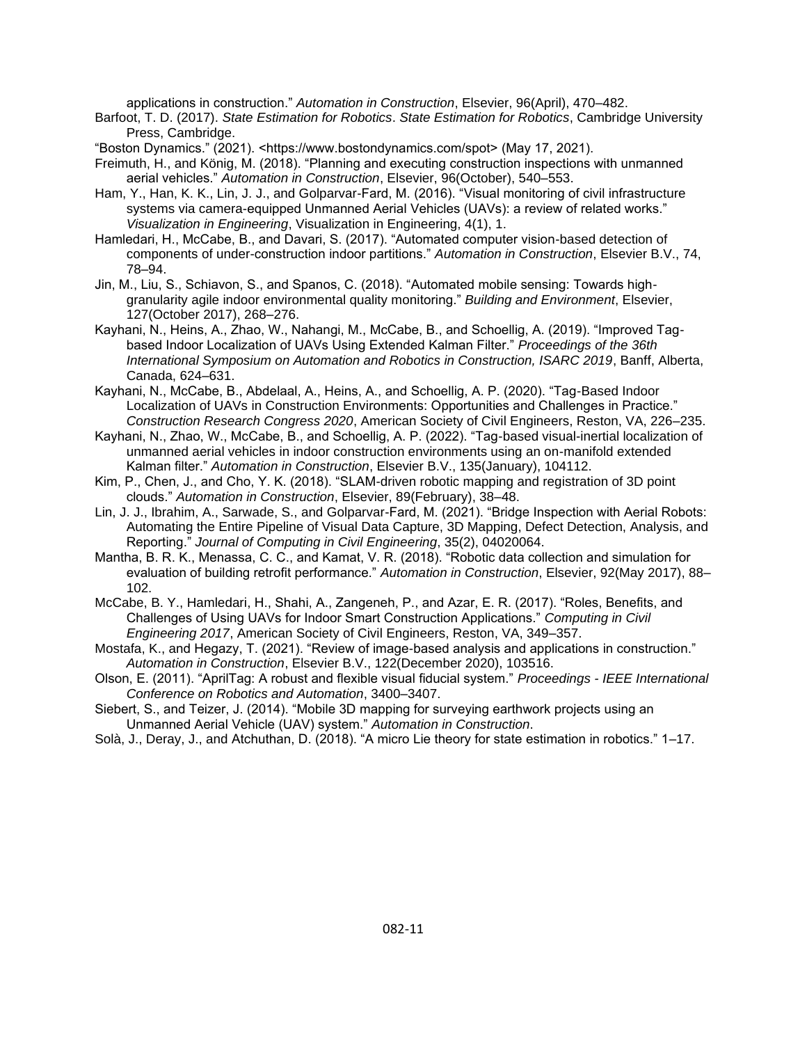applications in construction." *Automation in Construction*, Elsevier, 96(April), 470–482.

Barfoot, T. D. (2017). *State Estimation for Robotics*. *State Estimation for Robotics*, Cambridge University Press, Cambridge.

"Boston Dynamics." (2021). <https://www.bostondynamics.com/spot> (May 17, 2021).

Freimuth, H., and König, M. (2018). "Planning and executing construction inspections with unmanned aerial vehicles." *Automation in Construction*, Elsevier, 96(October), 540–553.

Ham, Y., Han, K. K., Lin, J. J., and Golparvar-Fard, M. (2016). "Visual monitoring of civil infrastructure systems via camera-equipped Unmanned Aerial Vehicles (UAVs): a review of related works." *Visualization in Engineering*, Visualization in Engineering, 4(1), 1.

Hamledari, H., McCabe, B., and Davari, S. (2017). "Automated computer vision-based detection of components of under-construction indoor partitions." *Automation in Construction*, Elsevier B.V., 74, 78–94.

Jin, M., Liu, S., Schiavon, S., and Spanos, C. (2018). "Automated mobile sensing: Towards high-granularity agile indoor environmental quality monitoring." *Building and Environment*, Elsevier, 127(October 2017), 268–276.

Kayhani, N., Heins, A., Zhao, W., Nahangi, M., McCabe, B., and Schoellig, A. (2019). "Improved Tag-based Indoor Localization of UAVs Using Extended Kalman Filter." *Proceedings of the 36th International Symposium on Automation and Robotics in Construction, ISARC 2019*, Banff, Alberta, Canada, 624–631.

Kayhani, N., McCabe, B., Abdelaal, A., Heins, A., and Schoellig, A. P. (2020). "Tag-Based Indoor Localization of UAVs in Construction Environments: Opportunities and Challenges in Practice." *Construction Research Congress 2020*, American Society of Civil Engineers, Reston, VA, 226–235.

Kayhani, N., Zhao, W., McCabe, B., and Schoellig, A. P. (2022). "Tag-based visual-inertial localization of unmanned aerial vehicles in indoor construction environments using an on-manifold extended Kalman filter." *Automation in Construction*, Elsevier B.V., 135(January), 104112.

Kim, P., Chen, J., and Cho, Y. K. (2018). "SLAM-driven robotic mapping and registration of 3D point clouds." *Automation in Construction*, Elsevier, 89(February), 38–48.

Lin, J. J., Ibrahim, A., Sarwade, S., and Golparvar-Fard, M. (2021). "Bridge Inspection with Aerial Robots: Automating the Entire Pipeline of Visual Data Capture, 3D Mapping, Defect Detection, Analysis, and Reporting." *Journal of Computing in Civil Engineering*, 35(2), 04020064.

Mantha, B. R. K., Menassa, C. C., and Kamat, V. R. (2018). "Robotic data collection and simulation for evaluation of building retrofit performance." *Automation in Construction*, Elsevier, 92(May 2017), 88–102.

McCabe, B. Y., Hamledari, H., Shahi, A., Zangeneh, P., and Azar, E. R. (2017). "Roles, Benefits, and Challenges of Using UAVs for Indoor Smart Construction Applications." *Computing in Civil Engineering 2017*, American Society of Civil Engineers, Reston, VA, 349–357.

Mostafa, K., and Hegazy, T. (2021). "Review of image-based analysis and applications in construction." *Automation in Construction*, Elsevier B.V., 122(December 2020), 103516.

Olson, E. (2011). "AprilTag: A robust and flexible visual fiducial system." *Proceedings - IEEE International Conference on Robotics and Automation*, 3400–3407.

Siebert, S., and Teizer, J. (2014). "Mobile 3D mapping for surveying earthwork projects using an Unmanned Aerial Vehicle (UAV) system." *Automation in Construction*.

Solà, J., Deray, J., and Atchuthan, D. (2018). "A micro Lie theory for state estimation in robotics." 1–17.